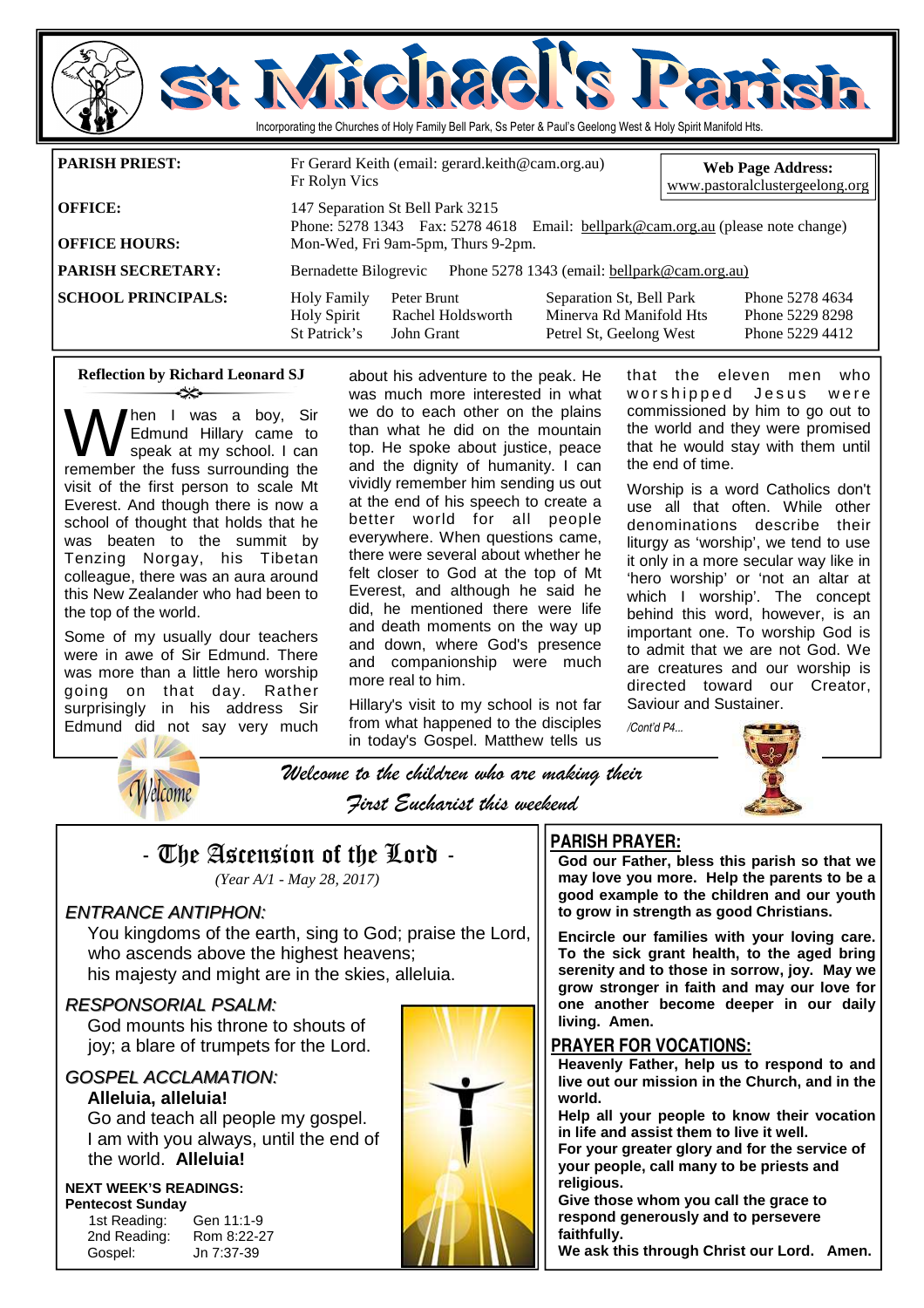# St Michael's Parish

Incorporating the Churches of Holy Family Bell Park, Ss Peter & Paul's Geelong West & Holy Spirit Manifold Hts.

| | | | |
|---|---|---|---|
| **PARISH PRIEST:** | Fr Gerard Keith (email: gerard.keith@cam.org.au) Fr Rolyn Vics | | **Web Page Address:** www.pastoralclustergeelong.org |
| **OFFICE:** | 147 Separation St Bell Park 3215 Phone: 5278 1343 Fax: 5278 4618 Email: bellpark@cam.org.au (please note change) | | |
| **OFFICE HOURS:** | Mon-Wed, Fri 9am-5pm, Thurs 9-2pm. | | |
| **PARISH SECRETARY:** | Bernadette Bilogrevic Phone 5278 1343 (email: bellpark@cam.org.au) | | |

| **SCHOOL PRINCIPALS:** | | | |
|---|---|---|---|
| Holy Family | Peter Brunt | Separation St, Bell Park | Phone 5278 4634 |
| Holy Spirit | Rachel Holdsworth | Minerva Rd Manifold Hts | Phone 5229 8298 |
| St Patrick's | John Grant | Petrel St, Geelong West | Phone 5229 4412 |

## Reflection by Richard Leonard SJ

When I was a boy, Sir Edmund Hillary came to speak at my school. I can remember the fuss surrounding the visit of the first person to scale Mt Everest. And though there is now a school of thought that holds that he was beaten to the summit by Tenzing Norgay, his Tibetan colleague, there was an aura around this New Zealander who had been to the top of the world.

Some of my usually dour teachers were in awe of Sir Edmund. There was more than a little hero worship going on that day. Rather surprisingly in his address Sir Edmund did not say very much about his adventure to the peak. He was much more interested in what we do to each other on the plains than what he did on the mountain top. He spoke about justice, peace and the dignity of humanity. I can vividly remember him sending us out at the end of his speech to create a better world for all people everywhere. When questions came, there were several about whether he felt closer to God at the top of Mt Everest, and although he said he did, he mentioned there were life and death moments on the way up and down, where God's presence and companionship were much more real to him.

Hillary's visit to my school is not far from what happened to the disciples in today's Gospel. Matthew tells us that the eleven men who worshipped Jesus were commissioned by him to go out to the world and they were promised that he would stay with them until the end of time.

Worship is a word Catholics don't use all that often. While other denominations describe their liturgy as 'worship', we tend to use it only in a more secular way like in 'hero worship' or 'not an altar at which I worship'. The concept behind this word, however, is an important one. To worship God is to admit that we are not God. We are creatures and our worship is directed toward our Creator, Saviour and Sustainer.

*/Cont'd P4...*

*Welcome to the children who are making their First Eucharist this weekend*

## - The Ascension of the Lord -

*(Year A/1 - May 28, 2017)*

### *ENTRANCE ANTIPHON:*

You kingdoms of the earth, sing to God; praise the Lord, who ascends above the highest heavens;
his majesty and might are in the skies, alleluia.

### *RESPONSORIAL PSALM:*

God mounts his throne to shouts of joy; a blare of trumpets for the Lord.

### *GOSPEL ACCLAMATION:*

**Alleluia, alleluia!**
Go and teach all people my gospel.
I am with you always, until the end of the world. **Alleluia!**

**NEXT WEEK'S READINGS:**
**Pentecost Sunday**

| | |
|---|---|
| 1st Reading: | Gen 11:1-9 |
| 2nd Reading: | Rom 8:22-27 |
| Gospel: | Jn 7:37-39 |

## PARISH PRAYER:

**God our Father, bless this parish so that we may love you more. Help the parents to be a good example to the children and our youth to grow in strength as good Christians.**

**Encircle our families with your loving care. To the sick grant health, to the aged bring serenity and to those in sorrow, joy. May we grow stronger in faith and may our love for one another become deeper in our daily living. Amen.**

## PRAYER FOR VOCATIONS:

**Heavenly Father, help us to respond to and live out our mission in the Church, and in the world.**
**Help all your people to know their vocation in life and assist them to live it well.**
**For your greater glory and for the service of your people, call many to be priests and religious.**
**Give those whom you call the grace to respond generously and to persevere faithfully.**
**We ask this through Christ our Lord. Amen.**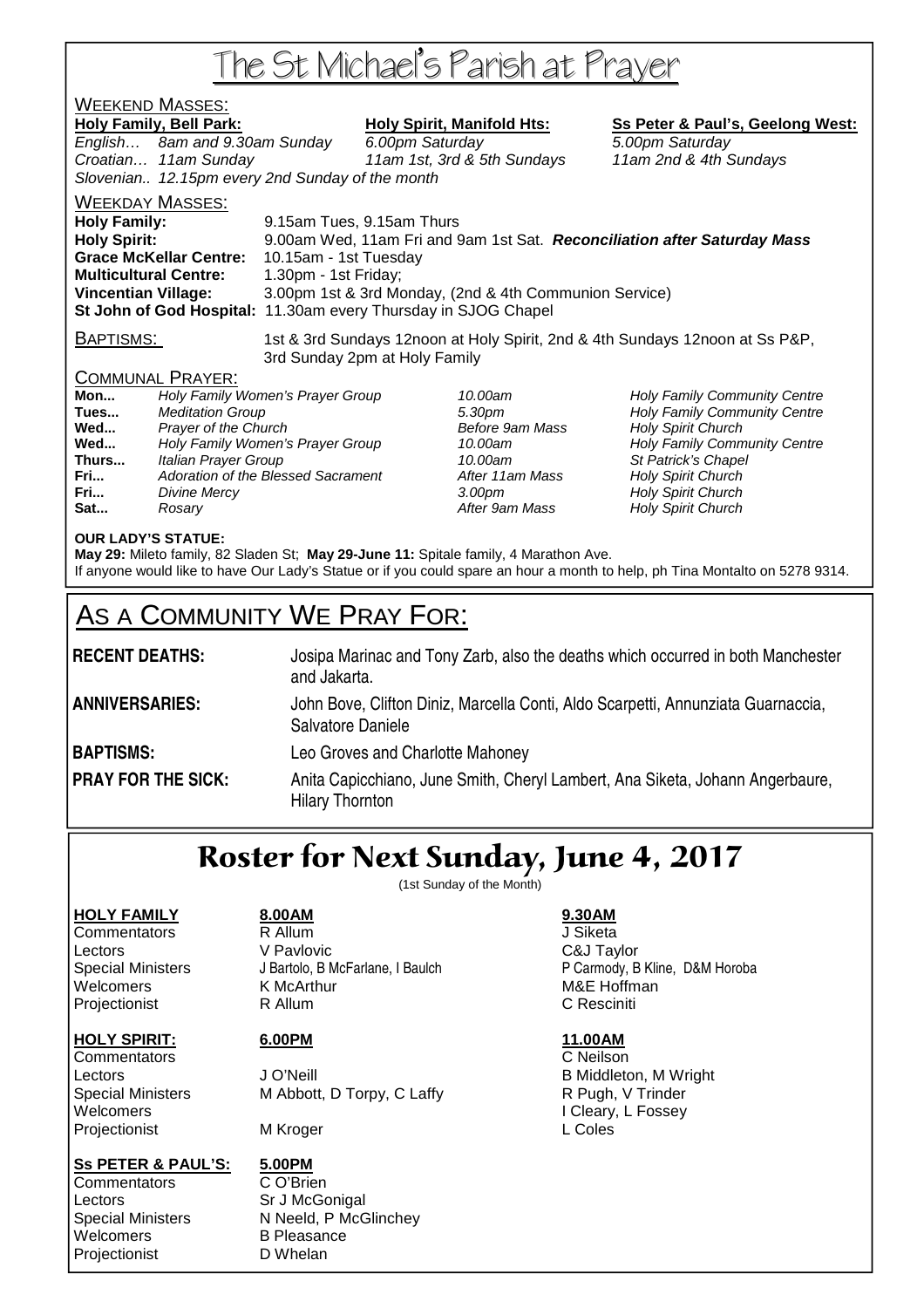# The St Michael's Parish at Prayer

## WEEKEND MASSES:

| Holy Family, Bell Park: | | Holy Spirit, Manifold Hts: | Ss Peter & Paul's, Geelong West: |
|---|---|---|---|
| *English…* | *8am and 9.30am Sunday* | *6.00pm Saturday* | *5.00pm Saturday* |
| *Croatian…* | *11am Sunday* | *11am 1st, 3rd & 5th Sundays* | *11am 2nd & 4th Sundays* |
| *Slovenian..* | *12.15pm every 2nd Sunday of the month* | | |

## WEEKDAY MASSES:

| | |
|---|---|
| **Holy Family:** | 9.15am Tues, 9.15am Thurs |
| **Holy Spirit:** | 9.00am Wed, 11am Fri and 9am 1st Sat. ***Reconciliation after Saturday Mass*** |
| **Grace McKellar Centre:** | 10.15am - 1st Tuesday |
| **Multicultural Centre:** | 1.30pm - 1st Friday; |
| **Vincentian Village:** | 3.00pm 1st & 3rd Monday, (2nd & 4th Communion Service) |
| **St John of God Hospital:** | 11.30am every Thursday in SJOG Chapel |

**BAPTISMS:** 1st & 3rd Sundays 12noon at Holy Spirit, 2nd & 4th Sundays 12noon at Ss P&P, 3rd Sunday 2pm at Holy Family

## COMMUNAL PRAYER:

| | | | |
|---|---|---|---|
| **Mon...** | *Holy Family Women's Prayer Group* | *10.00am* | *Holy Family Community Centre* |
| **Tues...** | *Meditation Group* | *5.30pm* | *Holy Family Community Centre* |
| **Wed...** | *Prayer of the Church* | *Before 9am Mass* | *Holy Spirit Church* |
| **Wed...** | *Holy Family Women's Prayer Group* | *10.00am* | *Holy Family Community Centre* |
| **Thurs...** | *Italian Prayer Group* | *10.00am* | *St Patrick's Chapel* |
| **Fri...** | *Adoration of the Blessed Sacrament* | *After 11am Mass* | *Holy Spirit Church* |
| **Fri...** | *Divine Mercy* | *3.00pm* | *Holy Spirit Church* |
| **Sat...** | *Rosary* | *After 9am Mass* | *Holy Spirit Church* |

**OUR LADY'S STATUE:**
**May 29:** Mileto family, 82 Sladen St; **May 29-June 11:** Spitale family, 4 Marathon Ave.
If anyone would like to have Our Lady's Statue or if you could spare an hour a month to help, ph Tina Montalto on 5278 9314.

## AS A COMMUNITY WE PRAY FOR:

| | |
|---|---|
| **RECENT DEATHS:** | Josipa Marinac and Tony Zarb, also the deaths which occurred in both Manchester and Jakarta. |
| **ANNIVERSARIES:** | John Bove, Clifton Diniz, Marcella Conti, Aldo Scarpetti, Annunziata Guarnaccia, Salvatore Daniele |
| **BAPTISMS:** | Leo Groves and Charlotte Mahoney |
| **PRAY FOR THE SICK:** | Anita Capicchiano, June Smith, Cheryl Lambert, Ana Siketa, Johann Angerbaure, Hilary Thornton |

## Roster for Next Sunday, June 4, 2017

(1st Sunday of the Month)

| **HOLY FAMILY** | **8.00AM** | **9.30AM** |
|---|---|---|
| Commentators | R Allum | J Siketa |
| Lectors | V Pavlovic | C&J Taylor |
| Special Ministers | J Bartolo, B McFarlane, I Baulch | P Carmody, B Kline, D&M Horoba |
| Welcomers | K McArthur | M&E Hoffman |
| Projectionist | R Allum | C Resciniti |

| **HOLY SPIRIT:** | **6.00PM** | **11.00AM** |
|---|---|---|
| Commentators | | C Neilson |
| Lectors | J O'Neill | B Middleton, M Wright |
| Special Ministers | M Abbott, D Torpy, C Laffy | R Pugh, V Trinder |
| Welcomers | | I Cleary, L Fossey |
| Projectionist | M Kroger | L Coles |

| **Ss PETER & PAUL'S:** | **5.00PM** |
|---|---|
| Commentators | C O'Brien |
| Lectors | Sr J McGonigal |
| Special Ministers | N Neeld, P McGlinchey |
| Welcomers | B Pleasance |
| Projectionist | D Whelan |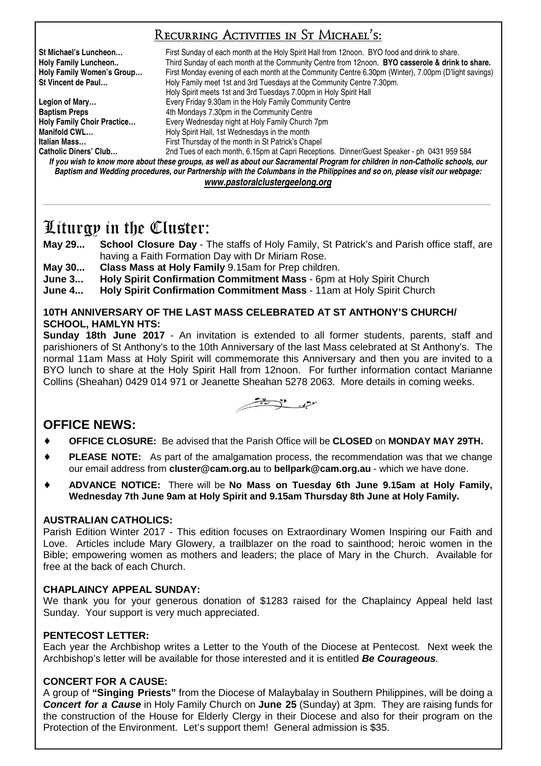## Recurring Activities in St Michael's:

**St Michael's Luncheon…** First Sunday of each month at the Holy Spirit Hall from 12noon. BYO food and drink to share.
**Holy Family Luncheon..** Third Sunday of each month at the Community Centre from 12noon. **BYO casserole & drink to share.**
**Holy Family Women's Group…** First Monday evening of each month at the Community Centre 6.30pm (Winter), 7.00pm (D'light savings)
**St Vincent de Paul…** Holy Family meet 1st and 3rd Tuesdays at the Community Centre 7.30pm.
Holy Spirit meets 1st and 3rd Tuesdays 7.00pm in Holy Spirit Hall
**Legion of Mary…** Every Friday 9.30am in the Holy Family Community Centre
**Baptism Preps** 4th Mondays 7.30pm in the Community Centre
**Holy Family Choir Practice…** Every Wednesday night at Holy Family Church 7pm
**Manifold CWL…** Holy Spirit Hall, 1st Wednesdays in the month
**Italian Mass…** First Thursday of the month in St Patrick's Chapel
**Catholic Diners' Club…** 2nd Tues of each month, 6.15pm at Capri Receptions. Dinner/Guest Speaker - ph 0431 959 584

***If you wish to know more about these groups, as well as about our Sacramental Program for children in non-Catholic schools, our Baptism and Wedding procedures, our Partnership with the Columbans in the Philippines and so on, please visit our webpage: www.pastoralclustergeelong.org***

# Liturgy in the Cluster:

**May 29...** **School Closure Day** - The staffs of Holy Family, St Patrick's and Parish office staff, are having a Faith Formation Day with Dr Miriam Rose.
**May 30...** **Class Mass at Holy Family** 9.15am for Prep children.
**June 3...** **Holy Spirit Confirmation Commitment Mass** - 6pm at Holy Spirit Church
**June 4...** **Holy Spirit Confirmation Commitment Mass** - 11am at Holy Spirit Church

### 10TH ANNIVERSARY OF THE LAST MASS CELEBRATED AT ST ANTHONY'S CHURCH/ SCHOOL, HAMLYN HTS:

**Sunday 18th June 2017** - An invitation is extended to all former students, parents, staff and parishioners of St Anthony's to the 10th Anniversary of the last Mass celebrated at St Anthony's. The normal 11am Mass at Holy Spirit will commemorate this Anniversary and then you are invited to a BYO lunch to share at the Holy Spirit Hall from 12noon. For further information contact Marianne Collins (Sheahan) 0429 014 971 or Jeanette Sheahan 5278 2063. More details in coming weeks.

## OFFICE NEWS:

- **OFFICE CLOSURE:** Be advised that the Parish Office will be **CLOSED** on **MONDAY MAY 29TH.**
- **PLEASE NOTE:** As part of the amalgamation process, the recommendation was that we change our email address from **cluster@cam.org.au** to **bellpark@cam.org.au** - which we have done.
- **ADVANCE NOTICE:** There will be **No Mass on Tuesday 6th June 9.15am at Holy Family, Wednesday 7th June 9am at Holy Spirit and 9.15am Thursday 8th June at Holy Family.**

### AUSTRALIAN CATHOLICS:

Parish Edition Winter 2017 - This edition focuses on Extraordinary Women Inspiring our Faith and Love. Articles include Mary Glowery, a trailblazer on the road to sainthood; heroic women in the Bible; empowering women as mothers and leaders; the place of Mary in the Church. Available for free at the back of each Church.

### CHAPLAINCY APPEAL SUNDAY:

We thank you for your generous donation of $1283 raised for the Chaplaincy Appeal held last Sunday. Your support is very much appreciated.

### PENTECOST LETTER:

Each year the Archbishop writes a Letter to the Youth of the Diocese at Pentecost. Next week the Archbishop's letter will be available for those interested and it is entitled ***Be Courageous***.

### CONCERT FOR A CAUSE:

A group of **"Singing Priests"** from the Diocese of Malaybalay in Southern Philippines, will be doing a ***Concert for a Cause*** in Holy Family Church on **June 25** (Sunday) at 3pm. They are raising funds for the construction of the House for Elderly Clergy in their Diocese and also for their program on the Protection of the Environment. Let's support them! General admission is $35.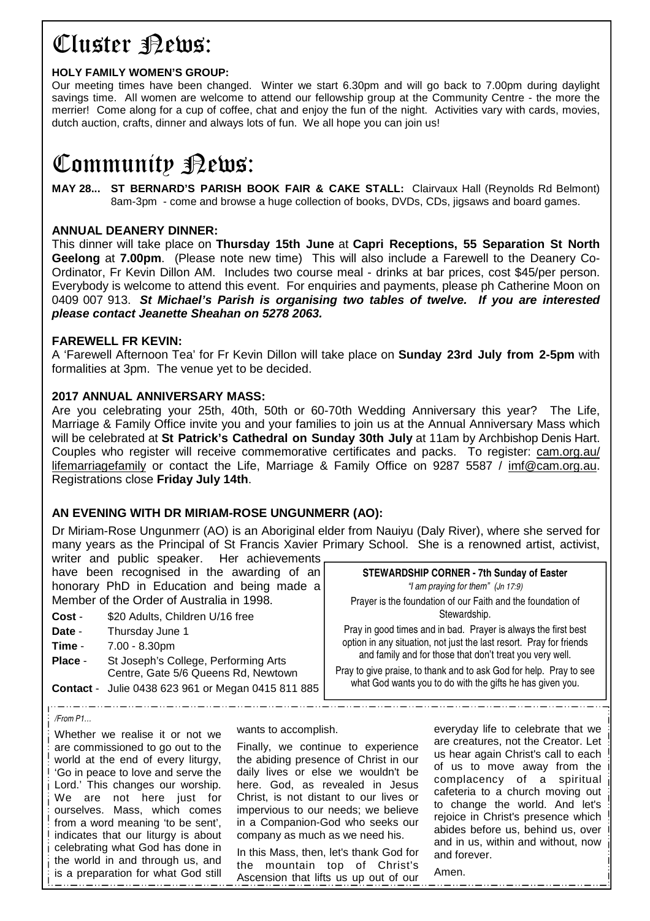# Cluster News:

**HOLY FAMILY WOMEN'S GROUP:**

Our meeting times have been changed. Winter we start 6.30pm and will go back to 7.00pm during daylight savings time. All women are welcome to attend our fellowship group at the Community Centre - the more the merrier! Come along for a cup of coffee, chat and enjoy the fun of the night. Activities vary with cards, movies, dutch auction, crafts, dinner and always lots of fun. We all hope you can join us!

# Community News:

**MAY 28... ST BERNARD'S PARISH BOOK FAIR & CAKE STALL:** Clairvaux Hall (Reynolds Rd Belmont) 8am-3pm - come and browse a huge collection of books, DVDs, CDs, jigsaws and board games.

**ANNUAL DEANERY DINNER:**

This dinner will take place on **Thursday 15th June** at **Capri Receptions, 55 Separation St North Geelong** at **7.00pm**. (Please note new time) This will also include a Farewell to the Deanery Co-Ordinator, Fr Kevin Dillon AM. Includes two course meal - drinks at bar prices, cost $45/per person. Everybody is welcome to attend this event. For enquiries and payments, please ph Catherine Moon on 0409 007 913. ***St Michael's Parish is organising two tables of twelve. If you are interested please contact Jeanette Sheahan on 5278 2063.***

**FAREWELL FR KEVIN:**

A 'Farewell Afternoon Tea' for Fr Kevin Dillon will take place on **Sunday 23rd July from 2-5pm** with formalities at 3pm. The venue yet to be decided.

**2017 ANNUAL ANNIVERSARY MASS:**

Are you celebrating your 25th, 40th, 50th or 60-70th Wedding Anniversary this year? The Life, Marriage & Family Office invite you and your families to join us at the Annual Anniversary Mass which will be celebrated at **St Patrick's Cathedral on Sunday 30th July** at 11am by Archbishop Denis Hart. Couples who register will receive commemorative certificates and packs. To register: cam.org.au/lifemarriagefamily or contact the Life, Marriage & Family Office on 9287 5587 / imf@cam.org.au. Registrations close **Friday July 14th**.

**AN EVENING WITH DR MIRIAM-ROSE UNGUNMERR (AO):**

Dr Miriam-Rose Ungunmerr (AO) is an Aboriginal elder from Nauiyu (Daly River), where she served for many years as the Principal of St Francis Xavier Primary School. She is a renowned artist, activist, writer and public speaker. Her achievements have been recognised in the awarding of an honorary PhD in Education and being made a Member of the Order of Australia in 1998.

**Cost** - $20 Adults, Children U/16 free
**Date** - Thursday June 1
**Time** - 7.00 - 8.30pm
**Place** - St Joseph's College, Performing Arts Centre, Gate 5/6 Queens Rd, Newtown
**Contact** - Julie 0438 623 961 or Megan 0415 811 885

**STEWARDSHIP CORNER - 7th Sunday of Easter**

*"I am praying for them" (Jn 17:9)*

Prayer is the foundation of our Faith and the foundation of Stewardship.

Pray in good times and in bad. Prayer is always the first best option in any situation, not just the last resort. Pray for friends and family and for those that don't treat you very well.

Pray to give praise, to thank and to ask God for help. Pray to see what God wants you to do with the gifts he has given you.

*/From P1…*

Whether we realise it or not we are commissioned to go out to the world at the end of every liturgy, 'Go in peace to love and serve the Lord.' This changes our worship. We are not here just for ourselves. Mass, which comes from a word meaning 'to be sent', indicates that our liturgy is about celebrating what God has done in the world in and through us, and is a preparation for what God still wants to accomplish.

Finally, we continue to experience the abiding presence of Christ in our daily lives or else we wouldn't be here. God, as revealed in Jesus Christ, is not distant to our lives or impervious to our needs; we believe in a Companion-God who seeks our company as much as we need his.

In this Mass, then, let's thank God for the mountain top of Christ's Ascension that lifts us up out of our everyday life to celebrate that we are creatures, not the Creator. Let us hear again Christ's call to each of us to move away from the complacency of a spiritual cafeteria to a church moving out to change the world. And let's rejoice in Christ's presence which abides before us, behind us, over and in us, within and without, now and forever.

Amen.